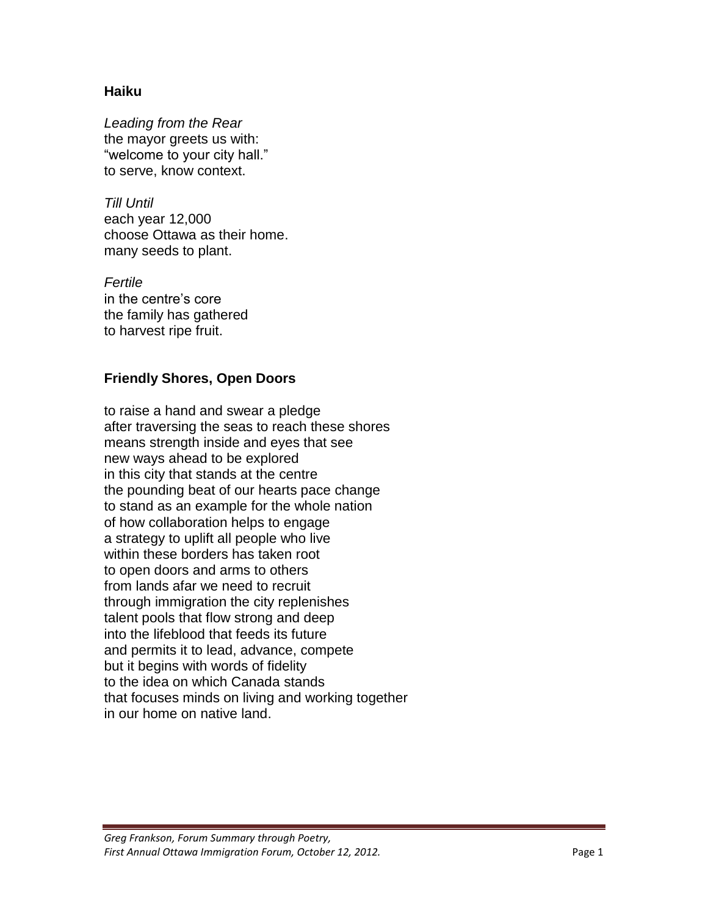## Haiku

*Leading from the Rear*
the mayor greets us with:
“welcome to your city hall.”
to serve, know context.

*Till Until*
each year 12,000
choose Ottawa as their home.
many seeds to plant.

*Fertile*
in the centre’s core
the family has gathered
to harvest ripe fruit.

## Friendly Shores, Open Doors

to raise a hand and swear a pledge
after traversing the seas to reach these shores
means strength inside and eyes that see
new ways ahead to be explored
in this city that stands at the centre
the pounding beat of our hearts pace change
to stand as an example for the whole nation
of how collaboration helps to engage
a strategy to uplift all people who live
within these borders has taken root
to open doors and arms to others
from lands afar we need to recruit
through immigration the city replenishes
talent pools that flow strong and deep
into the lifeblood that feeds its future
and permits it to lead, advance, compete
but it begins with words of fidelity
to the idea on which Canada stands
that focuses minds on living and working together
in our home on native land.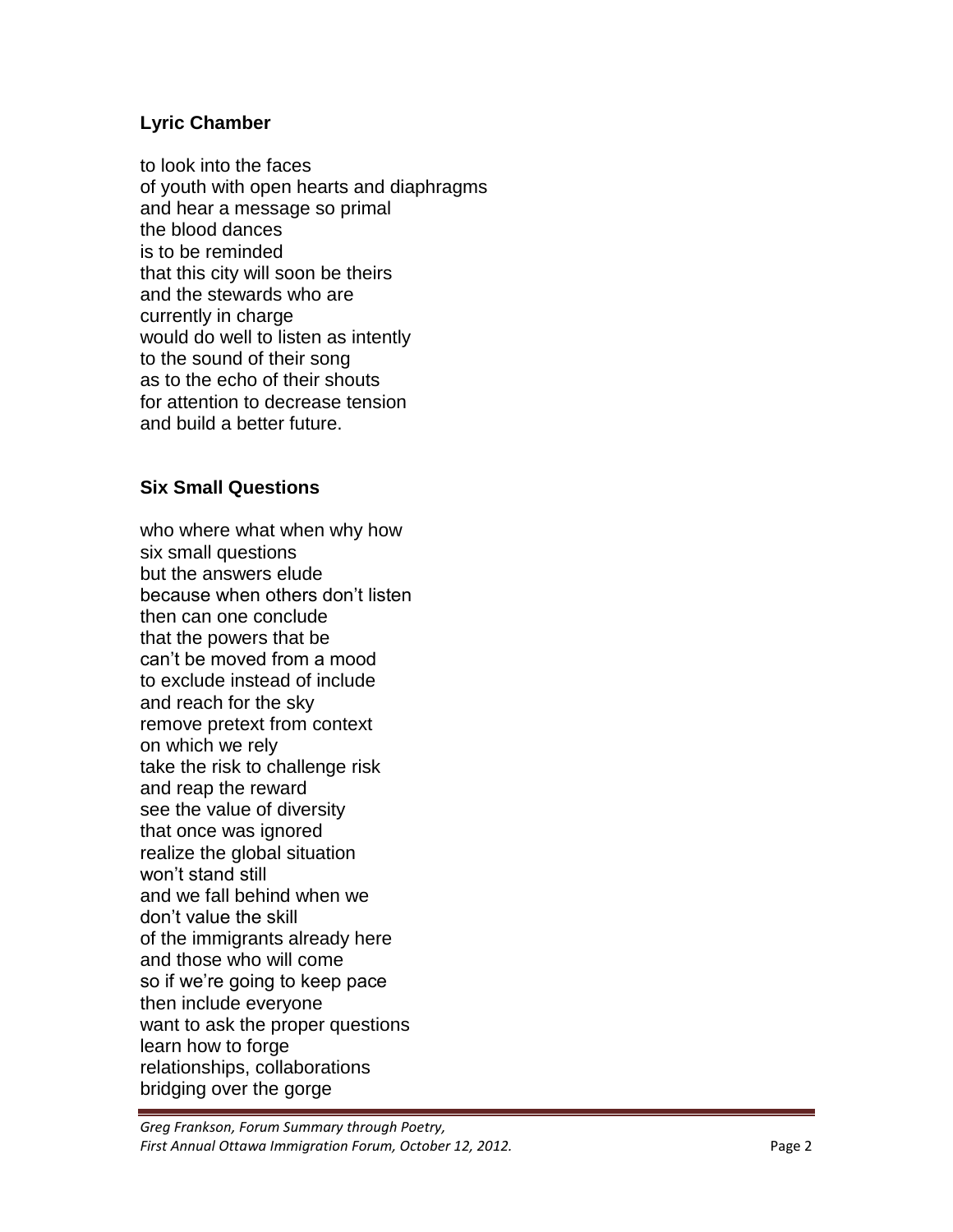### Lyric Chamber

to look into the faces
of youth with open hearts and diaphragms
and hear a message so primal
the blood dances
is to be reminded
that this city will soon be theirs
and the stewards who are
currently in charge
would do well to listen as intently
to the sound of their song
as to the echo of their shouts
for attention to decrease tension
and build a better future.

### Six Small Questions

who where what when why how
six small questions
but the answers elude
because when others don't listen
then can one conclude
that the powers that be
can't be moved from a mood
to exclude instead of include
and reach for the sky
remove pretext from context
on which we rely
take the risk to challenge risk
and reap the reward
see the value of diversity
that once was ignored
realize the global situation
won't stand still
and we fall behind when we
don't value the skill
of the immigrants already here
and those who will come
so if we're going to keep pace
then include everyone
want to ask the proper questions
learn how to forge
relationships, collaborations
bridging over the gorge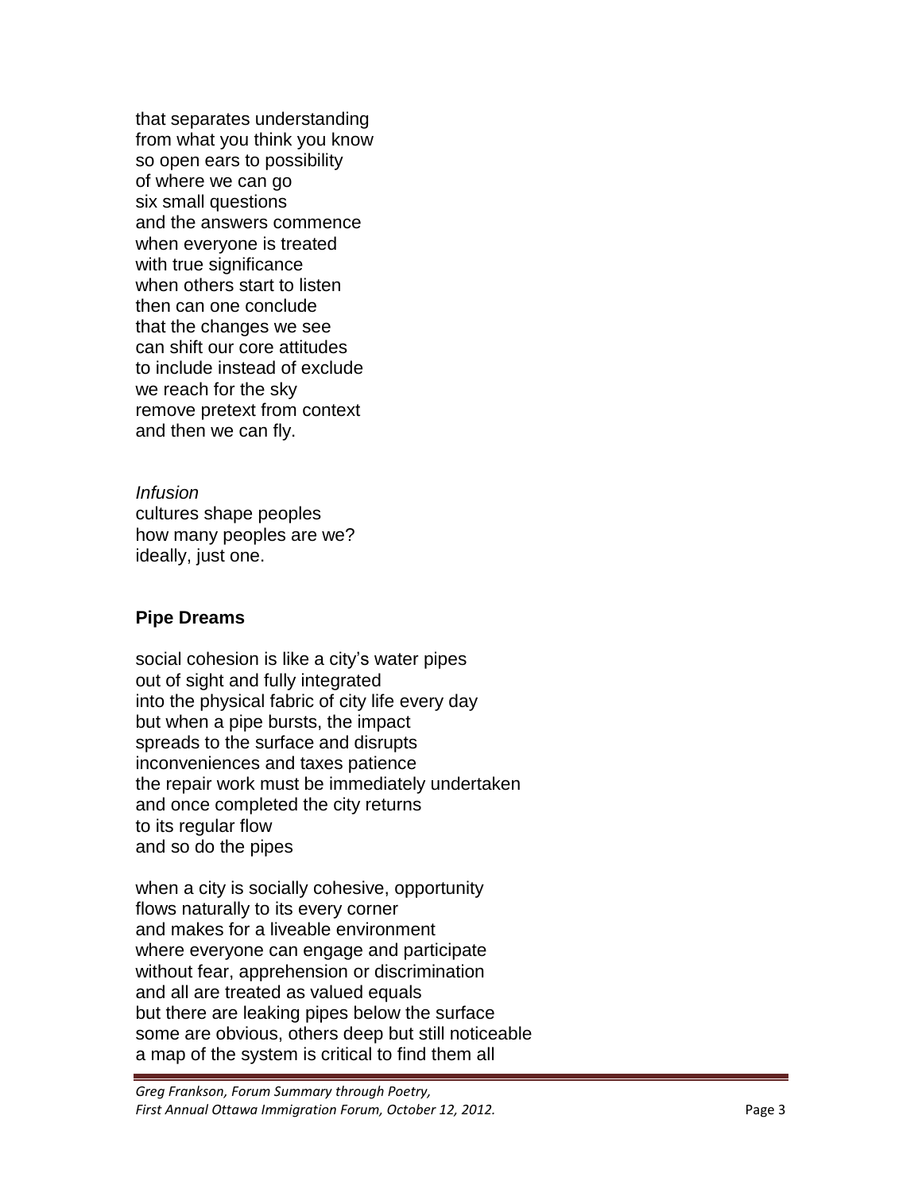that separates understanding
from what you think you know
so open ears to possibility
of where we can go
six small questions
and the answers commence
when everyone is treated
with true significance
when others start to listen
then can one conclude
that the changes we see
can shift our core attitudes
to include instead of exclude
we reach for the sky
remove pretext from context
and then we can fly.

*Infusion*
cultures shape peoples
how many peoples are we?
ideally, just one.

**Pipe Dreams**

social cohesion is like a city's water pipes
out of sight and fully integrated
into the physical fabric of city life every day
but when a pipe bursts, the impact
spreads to the surface and disrupts
inconveniences and taxes patience
the repair work must be immediately undertaken
and once completed the city returns
to its regular flow
and so do the pipes

when a city is socially cohesive, opportunity
flows naturally to its every corner
and makes for a liveable environment
where everyone can engage and participate
without fear, apprehension or discrimination
and all are treated as valued equals
but there are leaking pipes below the surface
some are obvious, others deep but still noticeable
a map of the system is critical to find them all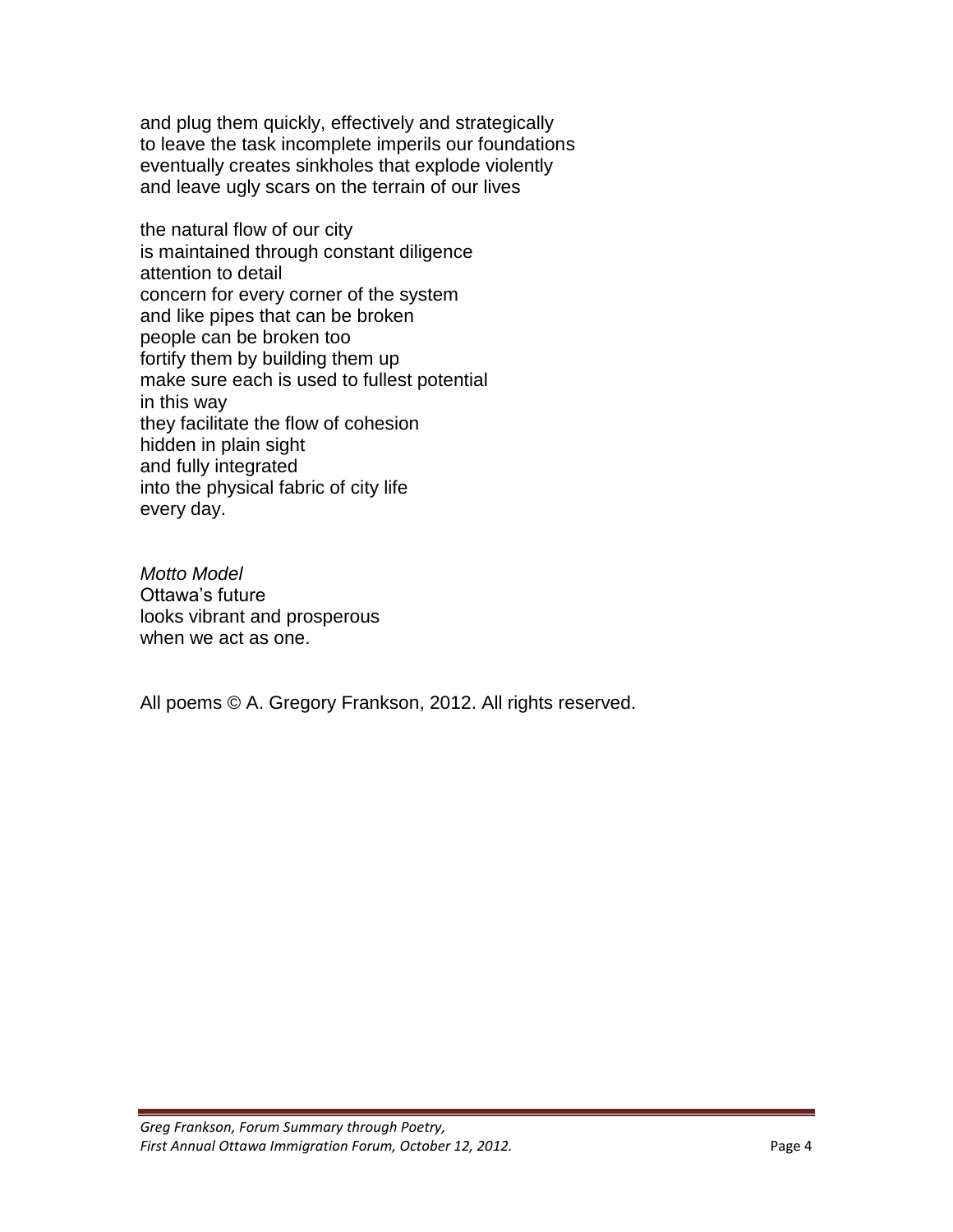and plug them quickly, effectively and strategically
to leave the task incomplete imperils our foundations
eventually creates sinkholes that explode violently
and leave ugly scars on the terrain of our lives

the natural flow of our city
is maintained through constant diligence
attention to detail
concern for every corner of the system
and like pipes that can be broken
people can be broken too
fortify them by building them up
make sure each is used to fullest potential
in this way
they facilitate the flow of cohesion
hidden in plain sight
and fully integrated
into the physical fabric of city life
every day.

*Motto Model*
Ottawa's future
looks vibrant and prosperous
when we act as one.

All poems © A. Gregory Frankson, 2012. All rights reserved.